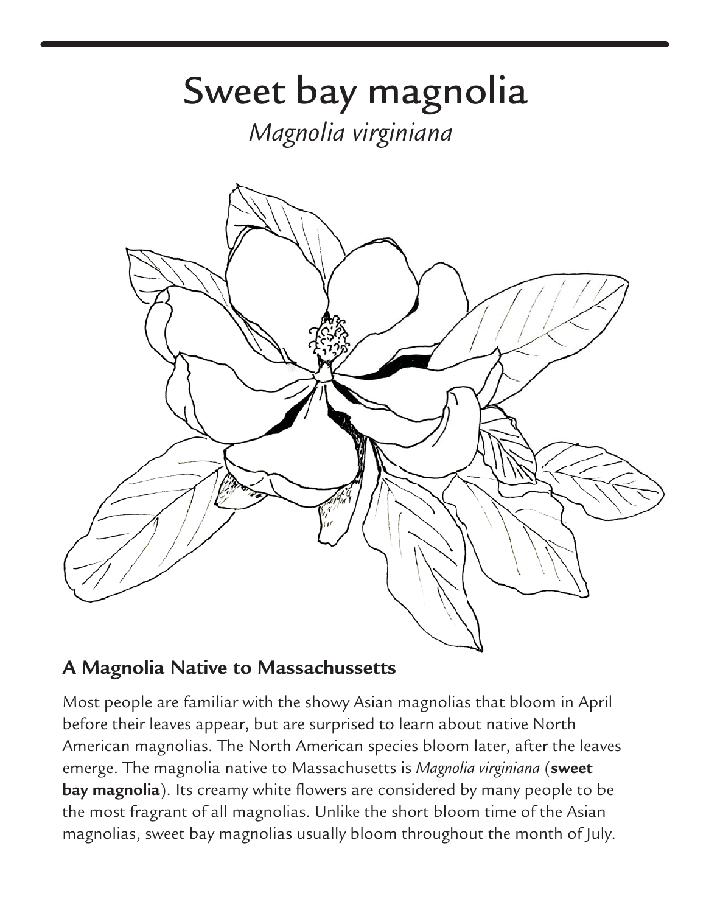# Sweet bay magnolia

*Magnolia virginiana*

## A Magnolia Native to Massachussetts

Most people are familiar with the showy Asian magnolias that bloom in April before their leaves appear, but are surprised to learn about native North American magnolias. The North American species bloom later, after the leaves emerge. The magnolia native to Massachusetts is *Magnolia virginiana* (**sweet bay magnolia**). Its creamy white flowers are considered by many people to be the most fragrant of all magnolias. Unlike the short bloom time of the Asian magnolias, sweet bay magnolias usually bloom throughout the month of July.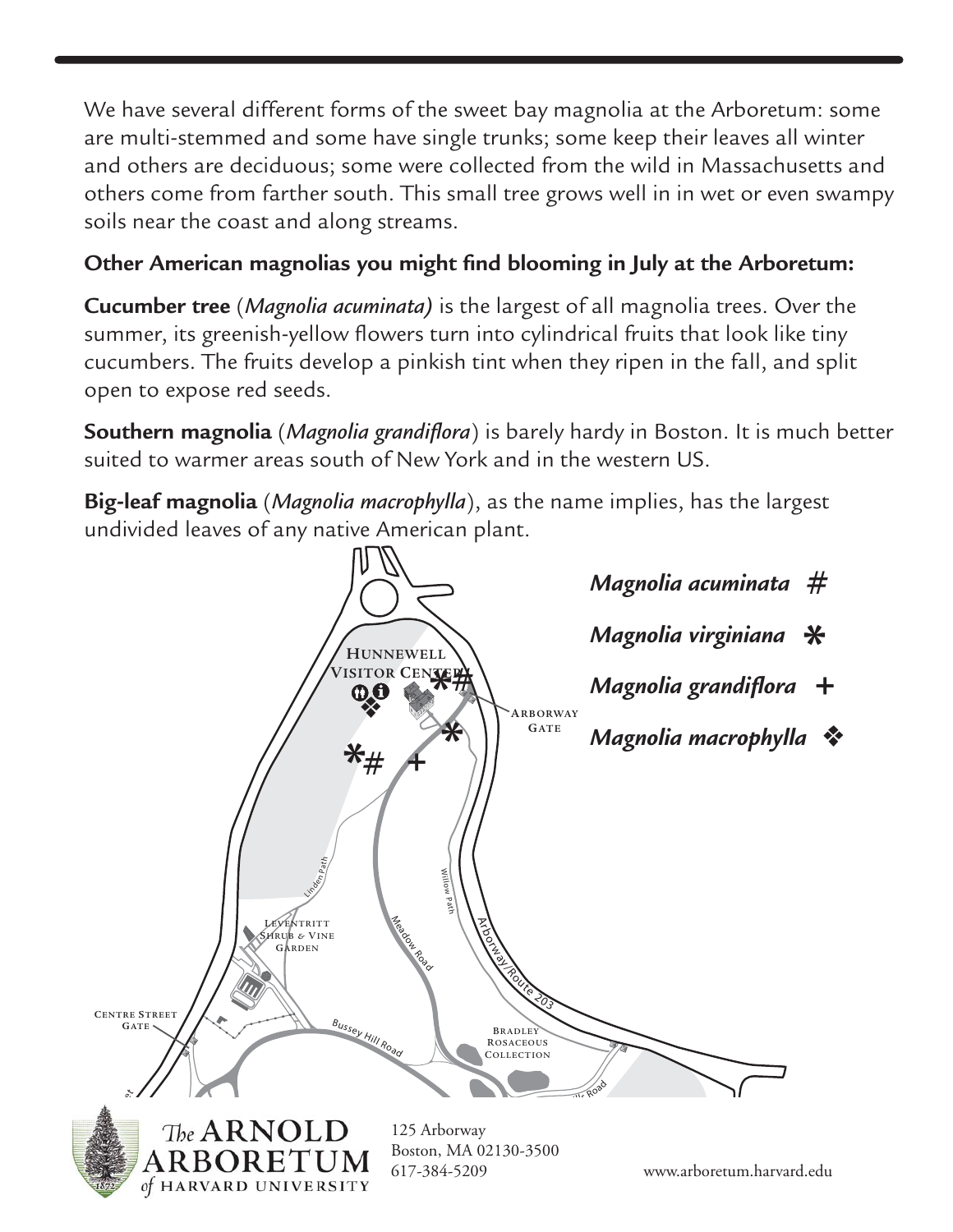We have several different forms of the sweet bay magnolia at the Arboretum: some are multi-stemmed and some have single trunks; some keep their leaves all winter and others are deciduous; some were collected from the wild in Massachusetts and others come from farther south. This small tree grows well in in wet or even swampy soils near the coast and along streams.

**Other American magnolias you might find blooming in July at the Arboretum:**

**Cucumber tree** (*Magnolia acuminata)* is the largest of all magnolia trees. Over the summer, its greenish-yellow flowers turn into cylindrical fruits that look like tiny cucumbers. The fruits develop a pinkish tint when they ripen in the fall, and split open to expose red seeds.

**Southern magnolia** (*Magnolia grandiflora*) is barely hardy in Boston. It is much better suited to warmer areas south of New York and in the western US.

**Big-leaf magnolia** (*Magnolia macrophylla*), as the name implies, has the largest undivided leaves of any native American plant.

*Magnolia acuminata* #

*Magnolia virginiana* *

*Magnolia grandiflora* +

*Magnolia macrophylla* ❖

Hunnewell Visitor Center

Arborway Gate

Linden Path

Willow Path

Meadow Road

Arborway/Route 203

Leventritt Shrub & Vine Garden

Centre Street Gate

Bussey Hill Road

Bradley Rosaceous Collection

The ARNOLD ARBORETUM of HARVARD UNIVERSITY

125 Arborway
Boston, MA 02130-3500
617-384-5209

www.arboretum.harvard.edu